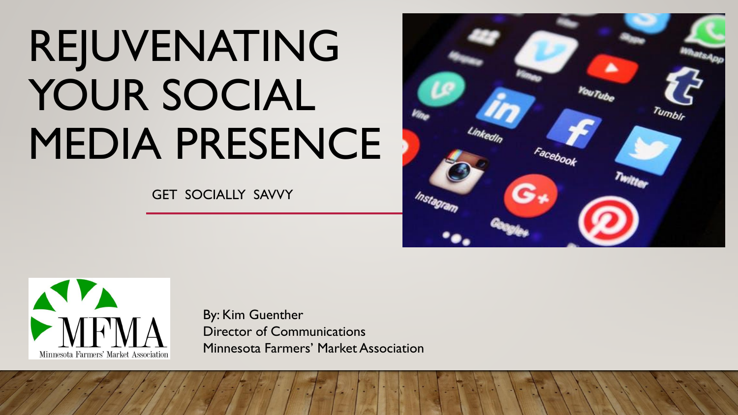# REJUVENATING YOUR SOCIAL MEDIA PRESENCE

GET SOCIALLY SAVVY

By: Kim Guenther
Director of Communications
Minnesota Farmers' Market Association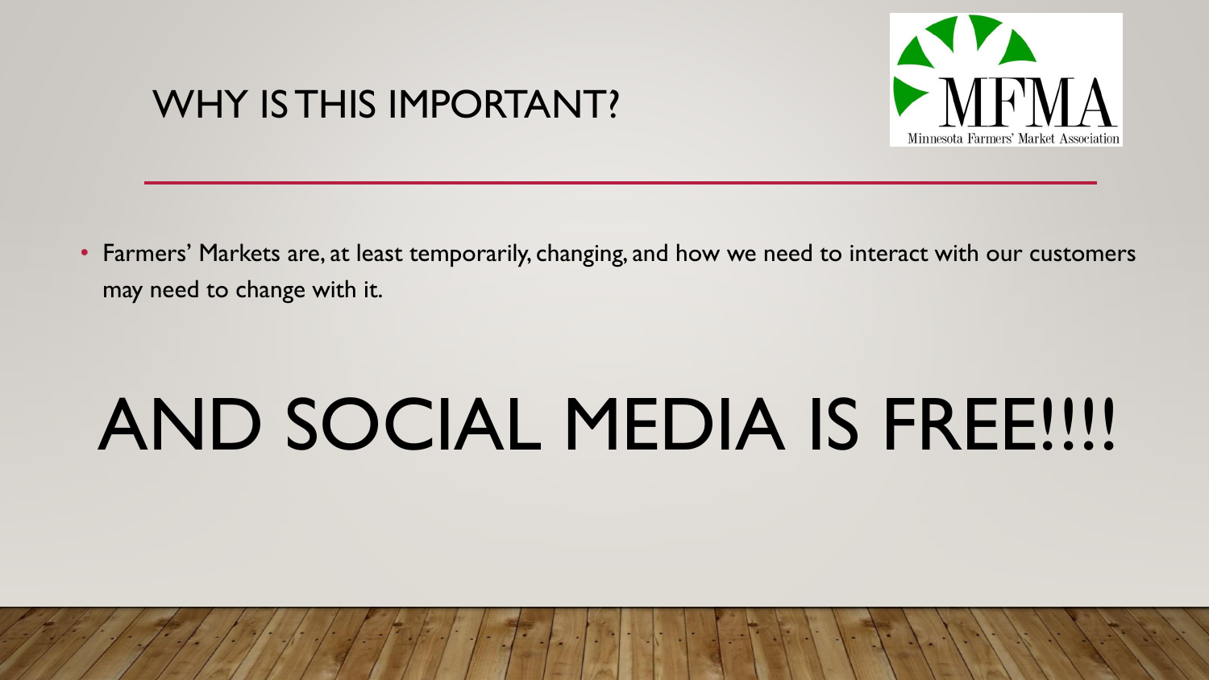# WHY IS THIS IMPORTANT?

- Farmers' Markets are, at least temporarily, changing, and how we need to interact with our customers may need to change with it.

# AND SOCIAL MEDIA IS FREE!!!!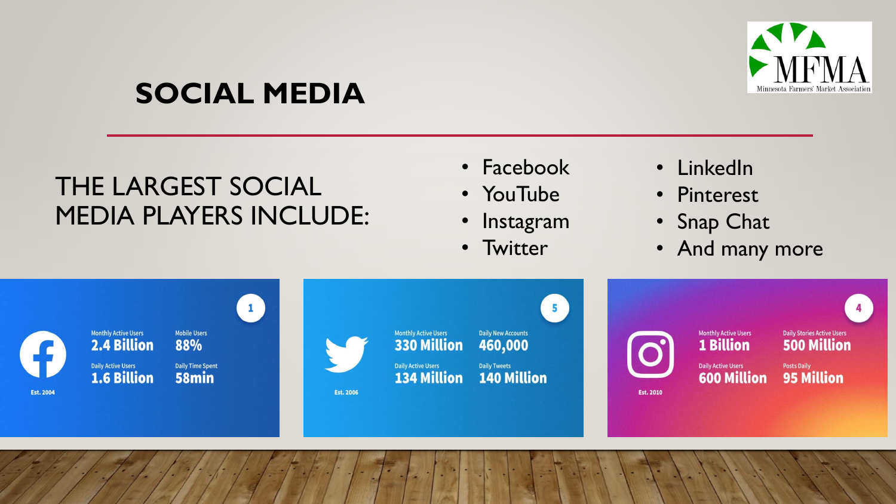## SOCIAL MEDIA

THE LARGEST SOCIAL MEDIA PLAYERS INCLUDE:

- Facebook
- YouTube
- Instagram
- Twitter
- LinkedIn
- Pinterest
- Snap Chat
- And many more

1

Monthly Active Users **2.4 Billion**
Mobile Users **88%**
Daily Active Users **1.6 Billion**
Daily Time Spent **58min**

Est. 2004

5

Monthly Active Users **330 Million**
Daily New Accounts **460,000**
Daily Active Users **134 Million**
Daily Tweets **140 Million**

Est. 2006

4

Monthly Active Users **1 Billion**
Daily Stories Active Users **500 Million**
Daily Active Users **600 Million**
Posts Daily **95 Million**

Est. 2010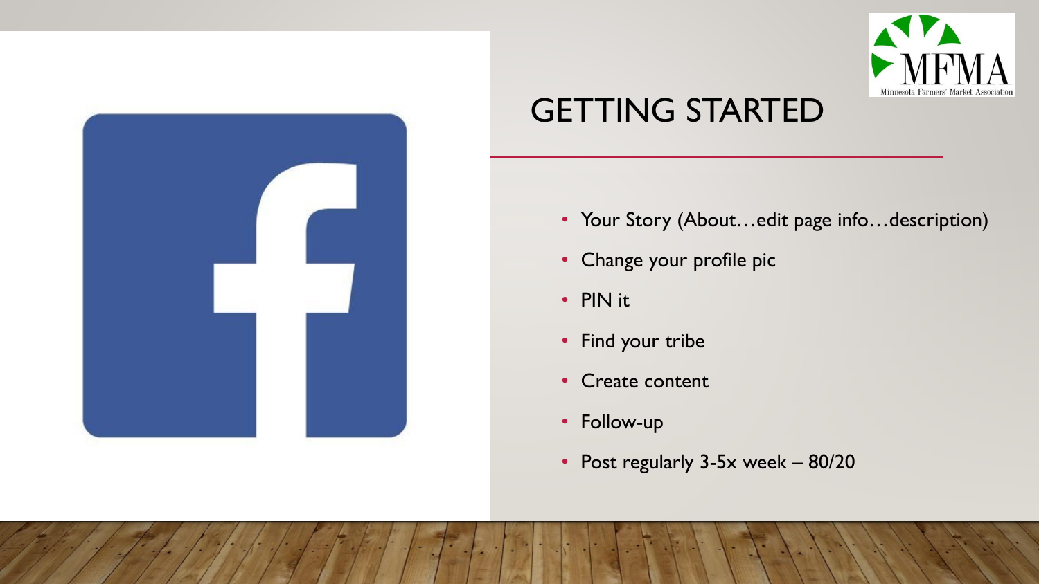# GETTING STARTED

- Your Story (About…edit page info…description)
- Change your profile pic
- PIN it
- Find your tribe
- Create content
- Follow-up
- Post regularly 3-5x week – 80/20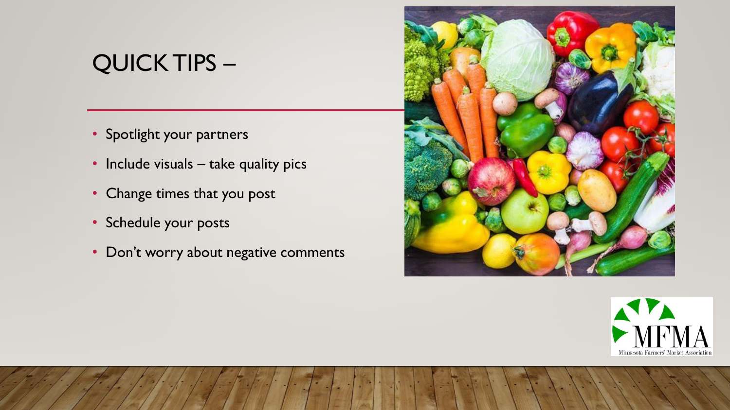# QUICK TIPS –

- Spotlight your partners
- Include visuals – take quality pics
- Change times that you post
- Schedule your posts
- Don't worry about negative comments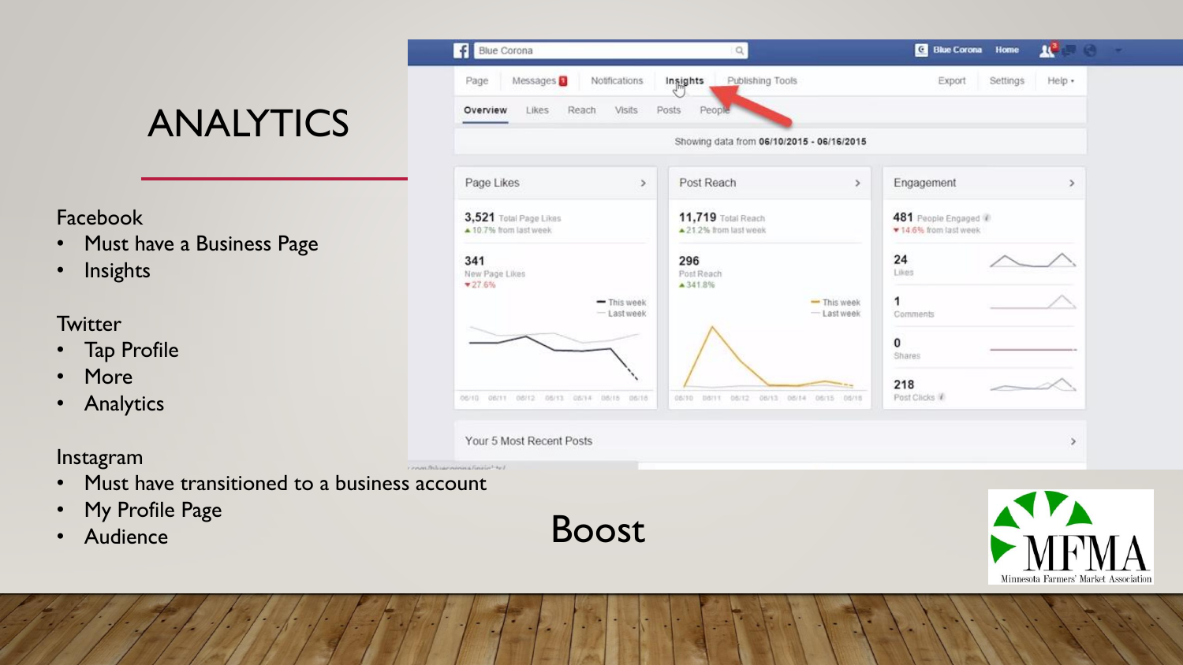# ANALYTICS

Facebook

- Must have a Business Page
- Insights

Twitter

- Tap Profile
- More
- Analytics

Instagram

- Must have transitioned to a business account
- My Profile Page
- Audience

Boost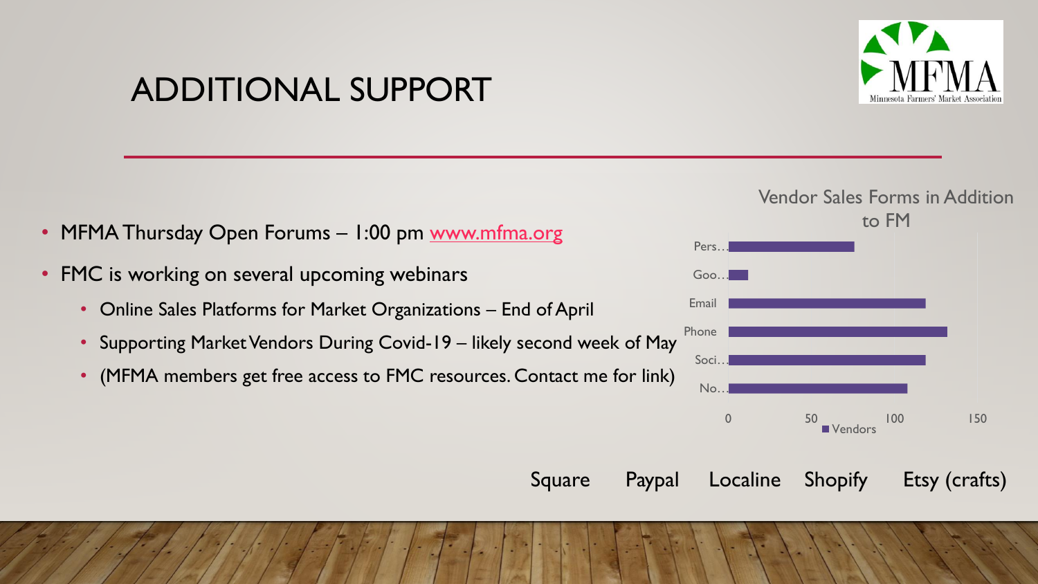# ADDITIONAL SUPPORT

- MFMA Thursday Open Forums – 1:00 pm [www.mfma.org](http://www.mfma.org)
- FMC is working on several upcoming webinars
  - Online Sales Platforms for Market Organizations – End of April
  - Supporting Market Vendors During Covid-19 – likely second week of May
  - (MFMA members get free access to FMC resources. Contact me for link)

Vendor Sales Forms in Addition to FM

Pers…

Goo…

Email

Phone

Soci…

No…

0 50 100 150

Vendors

Square Paypal Localine Shopify Etsy (crafts)